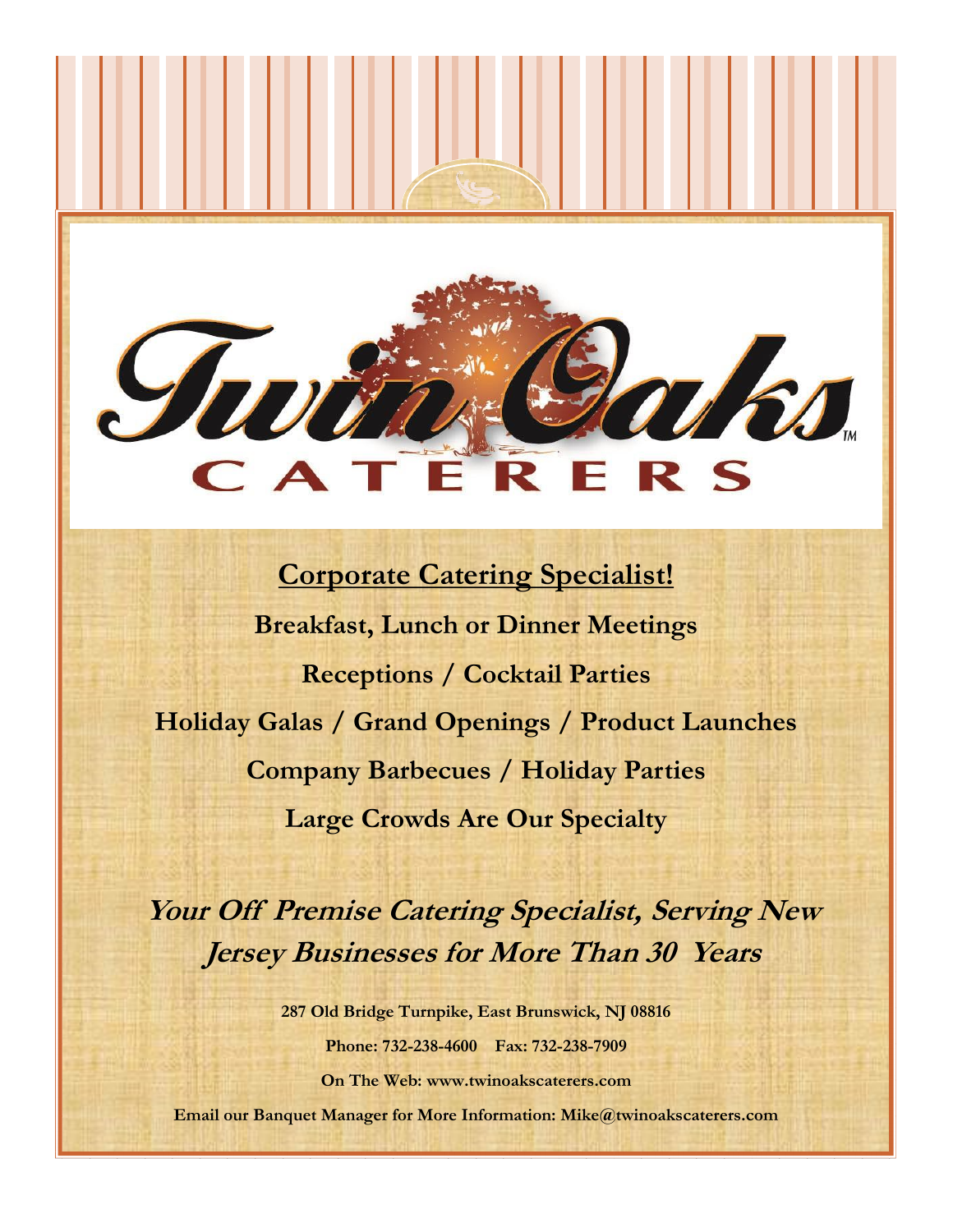# Twin Oaks™ CATERERS

## Corporate Catering Specialist!

**Breakfast, Lunch or Dinner Meetings**

**Receptions / Cocktail Parties**

**Holiday Galas / Grand Openings / Product Launches**

**Company Barbecues / Holiday Parties**

**Large Crowds Are Our Specialty**

***Your Off Premise Catering Specialist, Serving New Jersey Businesses for More Than 30 Years***

**287 Old Bridge Turnpike, East Brunswick, NJ 08816**

**Phone: 732-238-4600 Fax: 732-238-7909**

**On The Web: www.twinoakscaterers.com**

**Email our Banquet Manager for More Information: Mike@twinoakscaterers.com**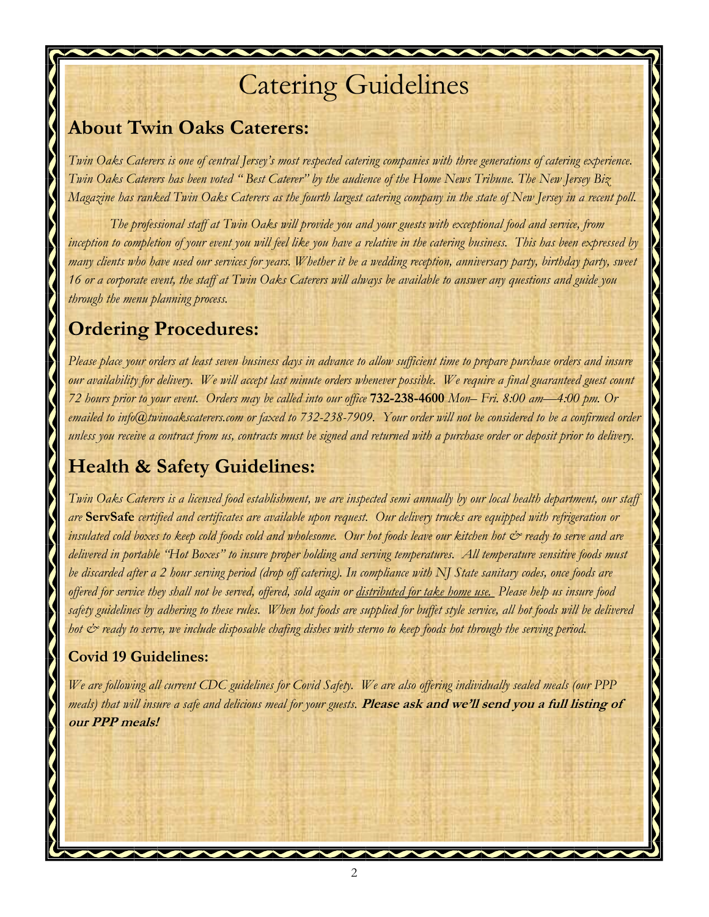# Catering Guidelines

## About Twin Oaks Caterers:

*Twin Oaks Caterers is one of central Jersey's most respected catering companies with three generations of catering experience. Twin Oaks Caterers has been voted " Best Caterer" by the audience of the Home News Tribune. The New Jersey Biz Magazine has ranked Twin Oaks Caterers as the fourth largest catering company in the state of New Jersey in a recent poll.*

*The professional staff at Twin Oaks will provide you and your guests with exceptional food and service, from inception to completion of your event you will feel like you have a relative in the catering business. This has been expressed by many clients who have used our services for years. Whether it be a wedding reception, anniversary party, birthday party, sweet 16 or a corporate event, the staff at Twin Oaks Caterers will always be available to answer any questions and guide you through the menu planning process.*

## Ordering Procedures:

*Please place your orders at least seven business days in advance to allow sufficient time to prepare purchase orders and insure our availability for delivery. We will accept last minute orders whenever possible. We require a final guaranteed guest count 72 hours prior to your event. Orders may be called into our office* **732-238-4600** *Mon– Fri. 8:00 am—4:00 pm. Or emailed to info@twinoakscaterers.com or faxed to 732-238-7909. Your order will not be considered to be a confirmed order unless you receive a contract from us, contracts must be signed and returned with a purchase order or deposit prior to delivery.*

## Health & Safety Guidelines:

*Twin Oaks Caterers is a licensed food establishment, we are inspected semi annually by our local health department, our staff are* **ServSafe** *certified and certificates are available upon request. Our delivery trucks are equipped with refrigeration or insulated cold boxes to keep cold foods cold and wholesome. Our hot foods leave our kitchen hot & ready to serve and are delivered in portable "Hot Boxes" to insure proper holding and serving temperatures. All temperature sensitive foods must be discarded after a 2 hour serving period (drop off catering). In compliance with NJ State sanitary codes, once foods are offered for service they shall not be served, offered, sold again or distributed for take home use. Please help us insure food safety guidelines by adhering to these rules. When hot foods are supplied for buffet style service, all hot foods will be delivered hot & ready to serve, we include disposable chafing dishes with sterno to keep foods hot through the serving period.*

### Covid 19 Guidelines:

*We are following all current CDC guidelines for Covid Safety. We are also offering individually sealed meals (our PPP meals) that will insure a safe and delicious meal for your guests.* ***Please ask and we'll send you a full listing of our PPP meals!***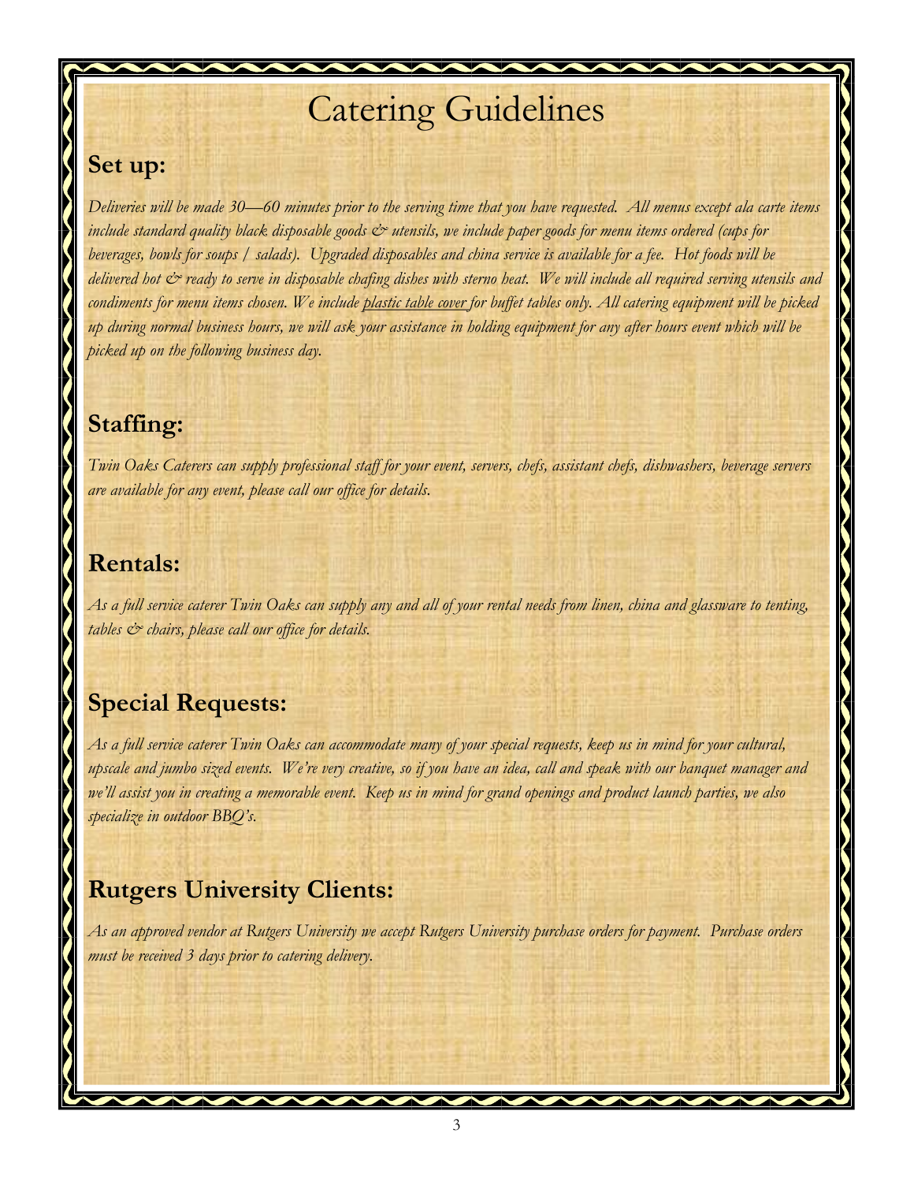# Catering Guidelines

## Set up:

*Deliveries will be made 30—60 minutes prior to the serving time that you have requested. All menus except ala carte items include standard quality black disposable goods & utensils, we include paper goods for menu items ordered (cups for beverages, bowls for soups / salads). Upgraded disposables and china service is available for a fee. Hot foods will be delivered hot & ready to serve in disposable chafing dishes with sterno heat. We will include all required serving utensils and condiments for menu items chosen. We include <u>plastic table cover</u> for buffet tables only. All catering equipment will be picked up during normal business hours, we will ask your assistance in holding equipment for any after hours event which will be picked up on the following business day.*

## Staffing:

*Twin Oaks Caterers can supply professional staff for your event, servers, chefs, assistant chefs, dishwashers, beverage servers are available for any event, please call our office for details.*

## Rentals:

*As a full service caterer Twin Oaks can supply any and all of your rental needs from linen, china and glassware to tenting, tables & chairs, please call our office for details.*

## Special Requests:

*As a full service caterer Twin Oaks can accommodate many of your special requests, keep us in mind for your cultural, upscale and jumbo sized events. We're very creative, so if you have an idea, call and speak with our banquet manager and we'll assist you in creating a memorable event. Keep us in mind for grand openings and product launch parties, we also specialize in outdoor BBQ's.*

## Rutgers University Clients:

*As an approved vendor at Rutgers University we accept Rutgers University purchase orders for payment. Purchase orders must be received 3 days prior to catering delivery.*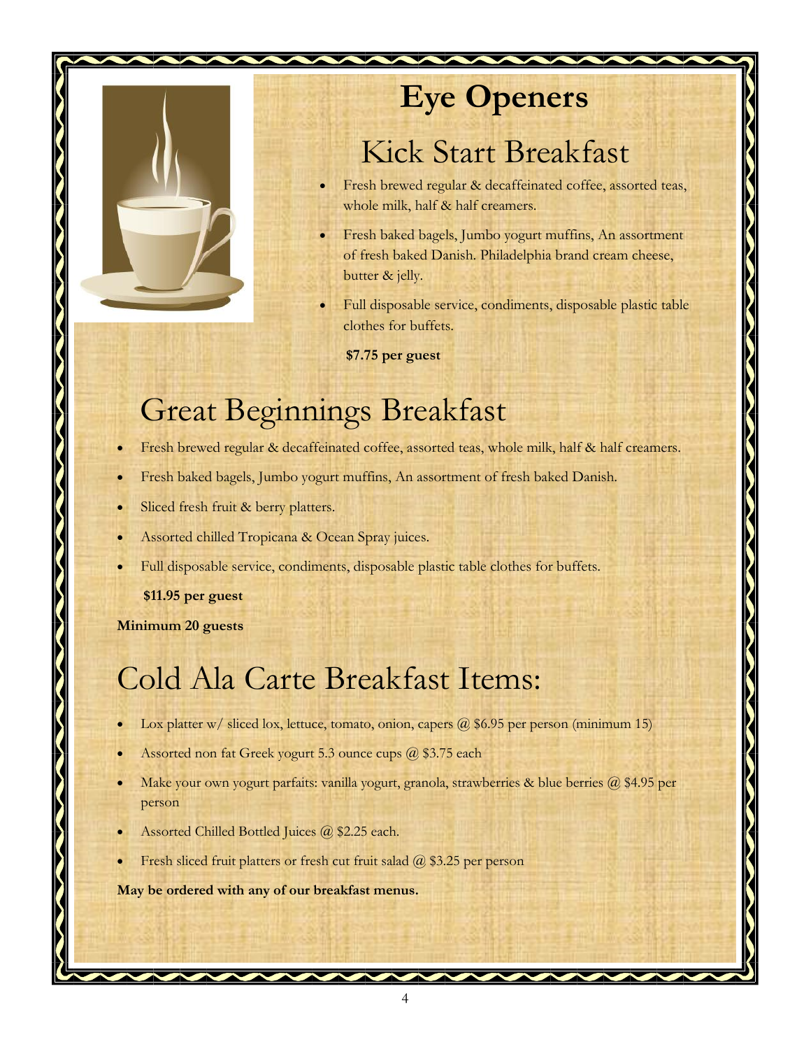# Eye Openers

## Kick Start Breakfast

- Fresh brewed regular & decaffeinated coffee, assorted teas, whole milk, half & half creamers.
- Fresh baked bagels, Jumbo yogurt muffins, An assortment of fresh baked Danish. Philadelphia brand cream cheese, butter & jelly.
- Full disposable service, condiments, disposable plastic table clothes for buffets.

**$7.75 per guest**

## Great Beginnings Breakfast

- Fresh brewed regular & decaffeinated coffee, assorted teas, whole milk, half & half creamers.
- Fresh baked bagels, Jumbo yogurt muffins, An assortment of fresh baked Danish.
- Sliced fresh fruit & berry platters.
- Assorted chilled Tropicana & Ocean Spray juices.
- Full disposable service, condiments, disposable plastic table clothes for buffets.

**$11.95 per guest**

**Minimum 20 guests**

## Cold Ala Carte Breakfast Items:

- Lox platter w/ sliced lox, lettuce, tomato, onion, capers @ $6.95 per person (minimum 15)
- Assorted non fat Greek yogurt 5.3 ounce cups @ $3.75 each
- Make your own yogurt parfaits: vanilla yogurt, granola, strawberries & blue berries @ $4.95 per person
- Assorted Chilled Bottled Juices @ $2.25 each.
- Fresh sliced fruit platters or fresh cut fruit salad @ $3.25 per person

**May be ordered with any of our breakfast menus.**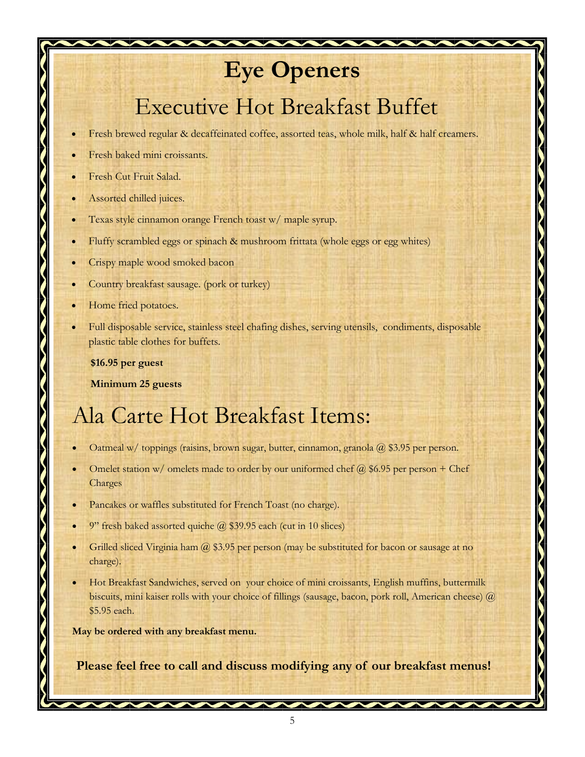# Eye Openers

## Executive Hot Breakfast Buffet

- Fresh brewed regular & decaffeinated coffee, assorted teas, whole milk, half & half creamers.
- Fresh baked mini croissants.
- Fresh Cut Fruit Salad.
- Assorted chilled juices.
- Texas style cinnamon orange French toast w/ maple syrup.
- Fluffy scrambled eggs or spinach & mushroom frittata (whole eggs or egg whites)
- Crispy maple wood smoked bacon
- Country breakfast sausage. (pork or turkey)
- Home fried potatoes.
- Full disposable service, stainless steel chafing dishes, serving utensils, condiments, disposable plastic table clothes for buffets.

**$16.95 per guest**

**Minimum 25 guests**

## Ala Carte Hot Breakfast Items:

- Oatmeal w/ toppings (raisins, brown sugar, butter, cinnamon, granola @ $3.95 per person.
- Omelet station w/ omelets made to order by our uniformed chef @ $6.95 per person + Chef Charges
- Pancakes or waffles substituted for French Toast (no charge).
- 9" fresh baked assorted quiche @ $39.95 each (cut in 10 slices)
- Grilled sliced Virginia ham @ $3.95 per person (may be substituted for bacon or sausage at no charge).
- Hot Breakfast Sandwiches, served on your choice of mini croissants, English muffins, buttermilk biscuits, mini kaiser rolls with your choice of fillings (sausage, bacon, pork roll, American cheese) @ $5.95 each.

**May be ordered with any breakfast menu.**

**Please feel free to call and discuss modifying any of our breakfast menus!**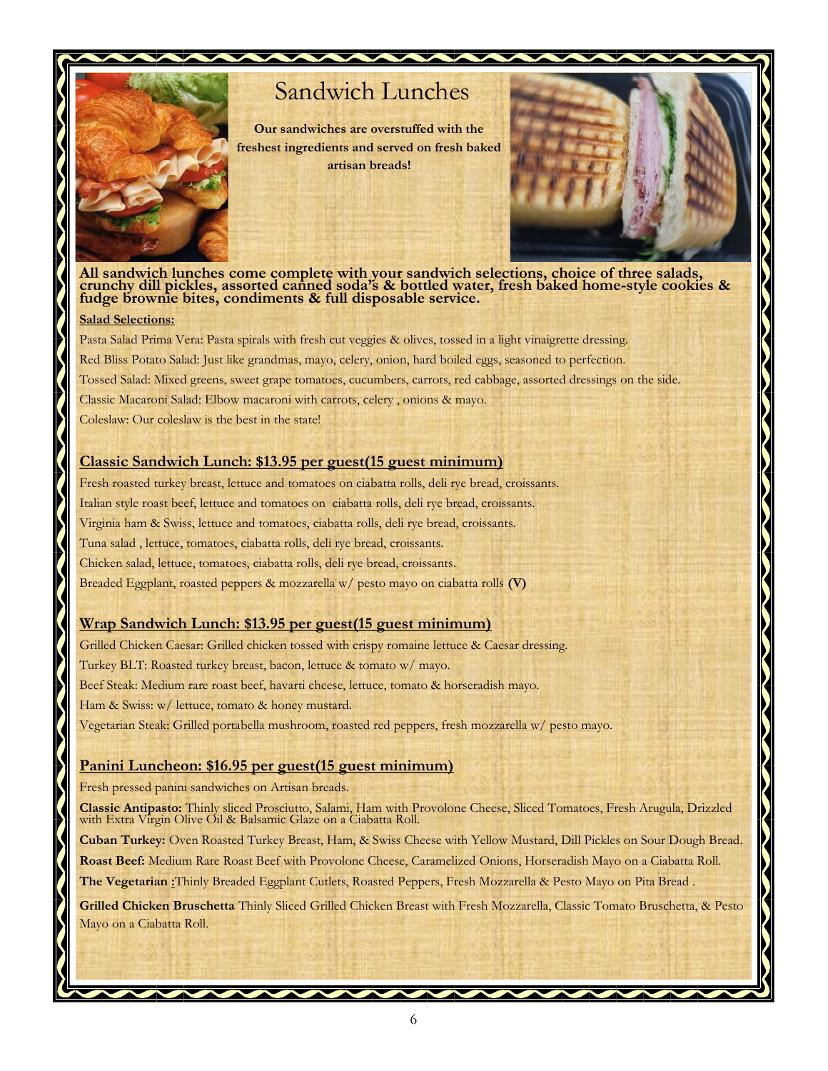# Sandwich Lunches

**Our sandwiches are overstuffed with the freshest ingredients and served on fresh baked artisan breads!**

**All sandwich lunches come complete with your sandwich selections, choice of three salads, crunchy dill pickles, assorted canned soda's & bottled water, fresh baked home-style cookies & fudge brownie bites, condiments & full disposable service.**

**Salad Selections:**

Pasta Salad Prima Vera: Pasta spirals with fresh cut veggies & olives, tossed in a light vinaigrette dressing.

Red Bliss Potato Salad: Just like grandmas, mayo, celery, onion, hard boiled eggs, seasoned to perfection.

Tossed Salad: Mixed greens, sweet grape tomatoes, cucumbers, carrots, red cabbage, assorted dressings on the side.

Classic Macaroni Salad: Elbow macaroni with carrots, celery , onions & mayo.

Coleslaw: Our coleslaw is the best in the state!

## Classic Sandwich Lunch: $13.95 per guest(15 guest minimum)

Fresh roasted turkey breast, lettuce and tomatoes on ciabatta rolls, deli rye bread, croissants.

Italian style roast beef, lettuce and tomatoes on ciabatta rolls, deli rye bread, croissants.

Virginia ham & Swiss, lettuce and tomatoes, ciabatta rolls, deli rye bread, croissants.

Tuna salad , lettuce, tomatoes, ciabatta rolls, deli rye bread, croissants.

Chicken salad, lettuce, tomatoes, ciabatta rolls, deli rye bread, croissants.

Breaded Eggplant, roasted peppers & mozzarella w/ pesto mayo on ciabatta rolls **(V)**

## Wrap Sandwich Lunch: $13.95 per guest(15 guest minimum)

Grilled Chicken Caesar: Grilled chicken tossed with crispy romaine lettuce & Caesar dressing.

Turkey BLT: Roasted turkey breast, bacon, lettuce & tomato w/ mayo.

Beef Steak: Medium rare roast beef, havarti cheese, lettuce, tomato & horseradish mayo.

Ham & Swiss: w/ lettuce, tomato & honey mustard.

Vegetarian Steak: Grilled portabella mushroom, roasted red peppers, fresh mozzarella w/ pesto mayo.

## Panini Luncheon: $16.95 per guest(15 guest minimum)

Fresh pressed panini sandwiches on Artisan breads.

**Classic Antipasto:** Thinly sliced Prosciutto, Salami, Ham with Provolone Cheese, Sliced Tomatoes, Fresh Arugula, Drizzled with Extra Virgin Olive Oil & Balsamic Glaze on a Ciabatta Roll.

**Cuban Turkey:** Oven Roasted Turkey Breast, Ham, & Swiss Cheese with Yellow Mustard, Dill Pickles on Sour Dough Bread.

**Roast Beef:** Medium Rare Roast Beef with Provolone Cheese, Caramelized Onions, Horseradish Mayo on a Ciabatta Roll.

**The Vegetarian :**Thinly Breaded Eggplant Cutlets, Roasted Peppers, Fresh Mozzarella & Pesto Mayo on Pita Bread .

**Grilled Chicken Bruschetta** Thinly Sliced Grilled Chicken Breast with Fresh Mozzarella, Classic Tomato Bruschetta, & Pesto Mayo on a Ciabatta Roll.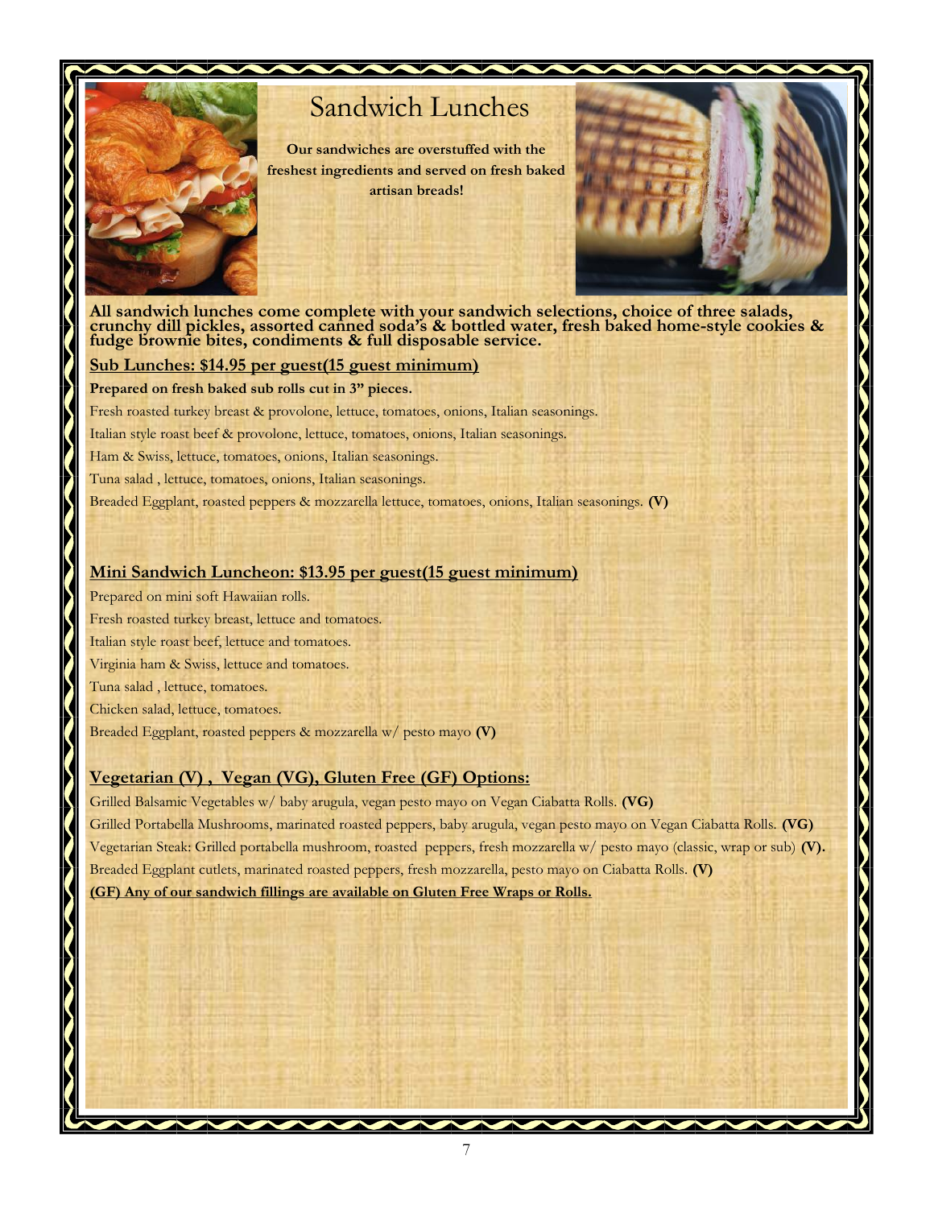# Sandwich Lunches

**Our sandwiches are overstuffed with the freshest ingredients and served on fresh baked artisan breads!**

**All sandwich lunches come complete with your sandwich selections, choice of three salads, crunchy dill pickles, assorted canned soda's & bottled water, fresh baked home-style cookies & fudge brownie bites, condiments & full disposable service.**

## Sub Lunches: $14.95 per guest(15 guest minimum)

**Prepared on fresh baked sub rolls cut in 3" pieces.**

Fresh roasted turkey breast & provolone, lettuce, tomatoes, onions, Italian seasonings.

Italian style roast beef & provolone, lettuce, tomatoes, onions, Italian seasonings.

Ham & Swiss, lettuce, tomatoes, onions, Italian seasonings.

Tuna salad , lettuce, tomatoes, onions, Italian seasonings.

Breaded Eggplant, roasted peppers & mozzarella lettuce, tomatoes, onions, Italian seasonings. **(V)**

## Mini Sandwich Luncheon: $13.95 per guest(15 guest minimum)

Prepared on mini soft Hawaiian rolls.

Fresh roasted turkey breast, lettuce and tomatoes.

Italian style roast beef, lettuce and tomatoes.

Virginia ham & Swiss, lettuce and tomatoes.

Tuna salad , lettuce, tomatoes.

Chicken salad, lettuce, tomatoes.

Breaded Eggplant, roasted peppers & mozzarella w/ pesto mayo **(V)**

## Vegetarian (V) , Vegan (VG), Gluten Free (GF) Options:

Grilled Balsamic Vegetables w/ baby arugula, vegan pesto mayo on Vegan Ciabatta Rolls. **(VG)**

Grilled Portabella Mushrooms, marinated roasted peppers, baby arugula, vegan pesto mayo on Vegan Ciabatta Rolls. **(VG)**

Vegetarian Steak: Grilled portabella mushroom, roasted peppers, fresh mozzarella w/ pesto mayo (classic, wrap or sub) **(V).**

Breaded Eggplant cutlets, marinated roasted peppers, fresh mozzarella, pesto mayo on Ciabatta Rolls. **(V)**

**(GF) Any of our sandwich fillings are available on Gluten Free Wraps or Rolls.**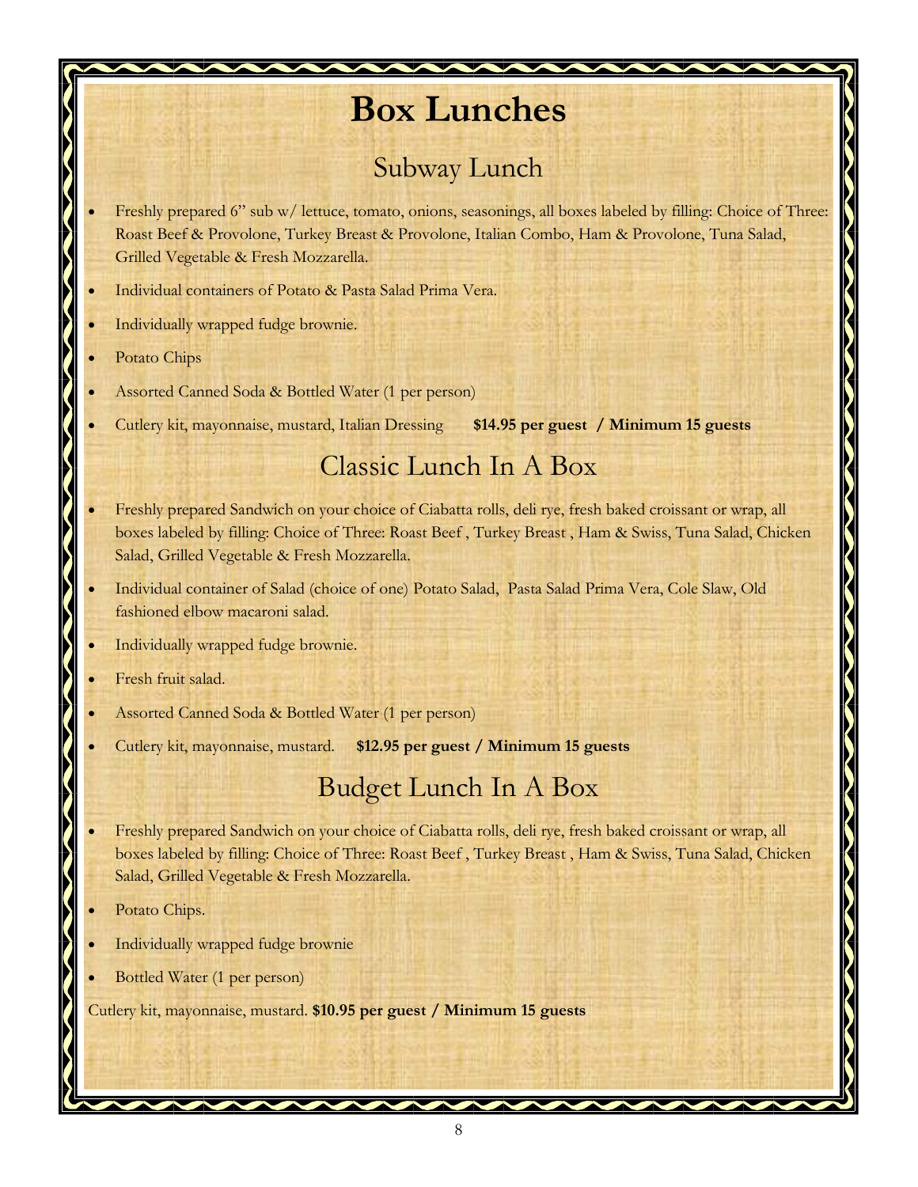# Box Lunches

## Subway Lunch

- Freshly prepared 6" sub w/ lettuce, tomato, onions, seasonings, all boxes labeled by filling: Choice of Three: Roast Beef & Provolone, Turkey Breast & Provolone, Italian Combo, Ham & Provolone, Tuna Salad, Grilled Vegetable & Fresh Mozzarella.
- Individual containers of Potato & Pasta Salad Prima Vera.
- Individually wrapped fudge brownie.
- Potato Chips
- Assorted Canned Soda & Bottled Water (1 per person)
- Cutlery kit, mayonnaise, mustard, Italian Dressing **$14.95 per guest / Minimum 15 guests**

## Classic Lunch In A Box

- Freshly prepared Sandwich on your choice of Ciabatta rolls, deli rye, fresh baked croissant or wrap, all boxes labeled by filling: Choice of Three: Roast Beef , Turkey Breast , Ham & Swiss, Tuna Salad, Chicken Salad, Grilled Vegetable & Fresh Mozzarella.
- Individual container of Salad (choice of one) Potato Salad, Pasta Salad Prima Vera, Cole Slaw, Old fashioned elbow macaroni salad.
- Individually wrapped fudge brownie.
- Fresh fruit salad.
- Assorted Canned Soda & Bottled Water (1 per person)
- Cutlery kit, mayonnaise, mustard. **$12.95 per guest / Minimum 15 guests**

## Budget Lunch In A Box

- Freshly prepared Sandwich on your choice of Ciabatta rolls, deli rye, fresh baked croissant or wrap, all boxes labeled by filling: Choice of Three: Roast Beef , Turkey Breast , Ham & Swiss, Tuna Salad, Chicken Salad, Grilled Vegetable & Fresh Mozzarella.
- Potato Chips.
- Individually wrapped fudge brownie
- Bottled Water (1 per person)

Cutlery kit, mayonnaise, mustard. **$10.95 per guest / Minimum 15 guests**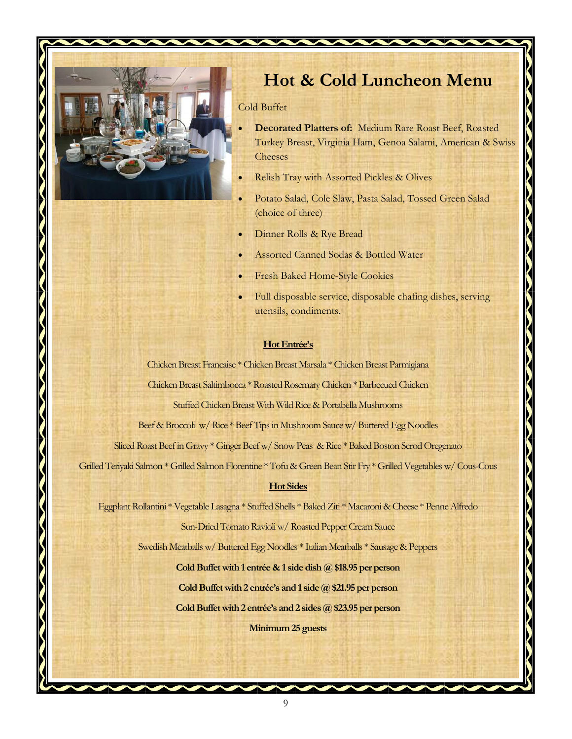# Hot & Cold Luncheon Menu

Cold Buffet

- **Decorated Platters of:** Medium Rare Roast Beef, Roasted Turkey Breast, Virginia Ham, Genoa Salami, American & Swiss Cheeses
- Relish Tray with Assorted Pickles & Olives
- Potato Salad, Cole Slaw, Pasta Salad, Tossed Green Salad (choice of three)
- Dinner Rolls & Rye Bread
- Assorted Canned Sodas & Bottled Water
- Fresh Baked Home-Style Cookies
- Full disposable service, disposable chafing dishes, serving utensils, condiments.

**Hot Entrée's**

Chicken Breast Francaise * Chicken Breast Marsala * Chicken Breast Parmigiana

Chicken Breast Saltimbocca * Roasted Rosemary Chicken * Barbecued Chicken

Stuffed Chicken Breast With Wild Rice & Portabella Mushrooms

Beef & Broccoli w/ Rice * Beef Tips in Mushroom Sauce w/ Buttered Egg Noodles

Sliced Roast Beef in Gravy * Ginger Beef w/ Snow Peas & Rice * Baked Boston Scrod Oregenato

Grilled Teriyaki Salmon * Grilled Salmon Florentine * Tofu & Green Bean Stir Fry * Grilled Vegetables w/ Cous-Cous

**Hot Sides**

Eggplant Rollantini * Vegetable Lasagna * Stuffed Shells * Baked Ziti * Macaroni & Cheese * Penne Alfredo

Sun-Dried Tomato Ravioli w/ Roasted Pepper Cream Sauce

Swedish Meatballs w/ Buttered Egg Noodles * Italian Meatballs * Sausage & Peppers

**Cold Buffet with 1 entrée & 1 side dish @ $18.95 per person**

**Cold Buffet with 2 entrée's and 1 side @ $21.95 per person**

**Cold Buffet with 2 entrée's and 2 sides @ $23.95 per person**

**Minimum 25 guests**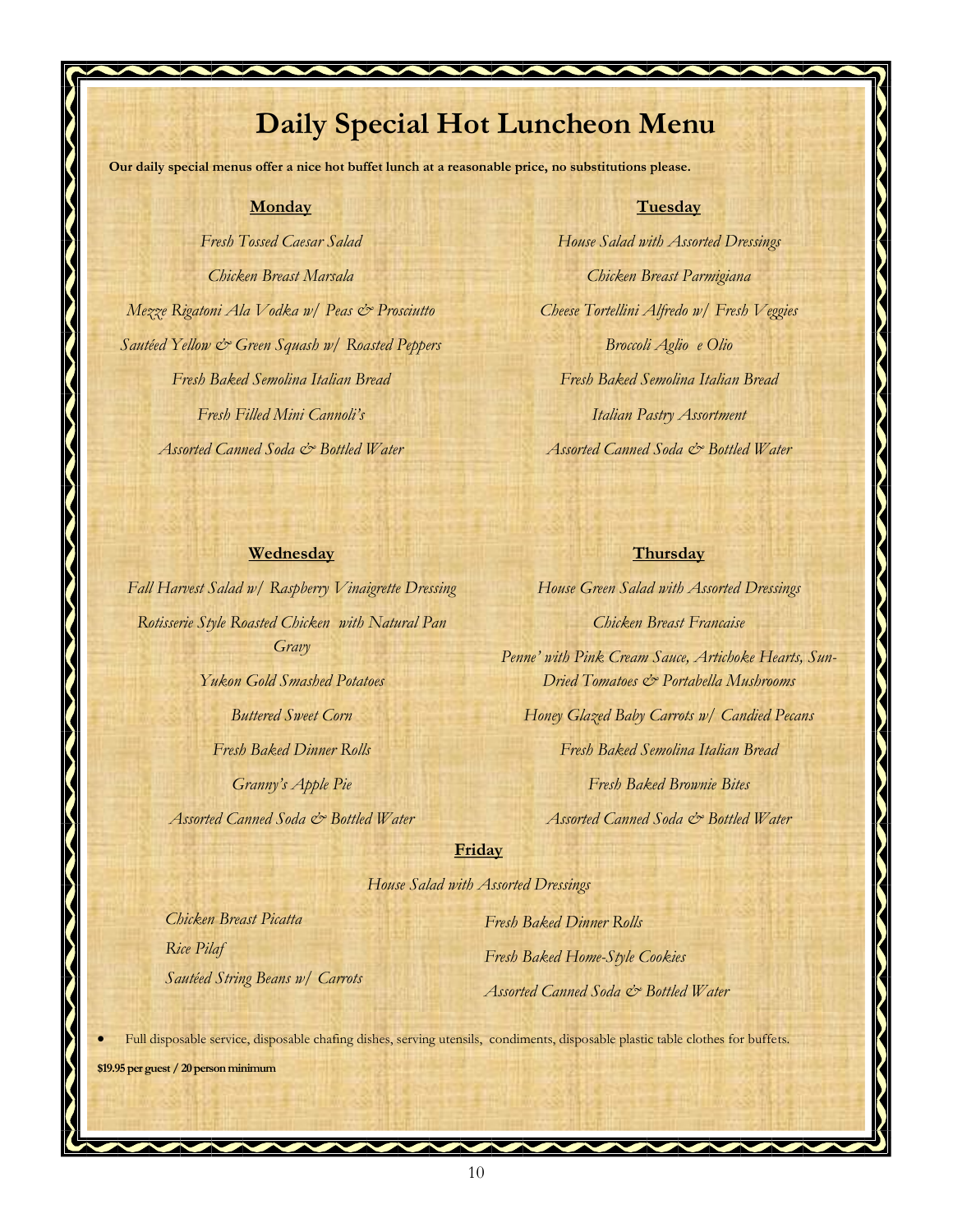# Daily Special Hot Luncheon Menu

**Our daily special menus offer a nice hot buffet lunch at a reasonable price, no substitutions please.**

## Monday

*Fresh Tossed Caesar Salad*

*Chicken Breast Marsala*

*Mezze Rigatoni Ala Vodka w/ Peas & Prosciutto*

*Sautéed Yellow & Green Squash w/ Roasted Peppers*

*Fresh Baked Semolina Italian Bread*

*Fresh Filled Mini Cannoli's*

*Assorted Canned Soda & Bottled Water*

## Tuesday

*House Salad with Assorted Dressings*

*Chicken Breast Parmigiana*

*Cheese Tortellini Alfredo w/ Fresh Veggies*

*Broccoli Aglio e Olio*

*Fresh Baked Semolina Italian Bread*

*Italian Pastry Assortment*

*Assorted Canned Soda & Bottled Water*

## Wednesday

*Fall Harvest Salad w/ Raspberry Vinaigrette Dressing*

*Rotisserie Style Roasted Chicken with Natural Pan Gravy*

*Yukon Gold Smashed Potatoes*

*Buttered Sweet Corn*

*Fresh Baked Dinner Rolls*

*Granny's Apple Pie*

*Assorted Canned Soda & Bottled Water*

## Thursday

*House Green Salad with Assorted Dressings*

*Chicken Breast Francaise*

*Penne' with Pink Cream Sauce, Artichoke Hearts, Sun-Dried Tomatoes & Portabella Mushrooms*

*Honey Glazed Baby Carrots w/ Candied Pecans*

*Fresh Baked Semolina Italian Bread*

*Fresh Baked Brownie Bites*

*Assorted Canned Soda & Bottled Water*

## Friday

*House Salad with Assorted Dressings*

*Chicken Breast Picatta*

*Rice Pilaf*

*Sautéed String Beans w/ Carrots*

*Fresh Baked Dinner Rolls*

*Fresh Baked Home-Style Cookies*

*Assorted Canned Soda & Bottled Water*

- Full disposable service, disposable chafing dishes, serving utensils, condiments, disposable plastic table clothes for buffets.

**$19.95 per guest / 20 person minimum**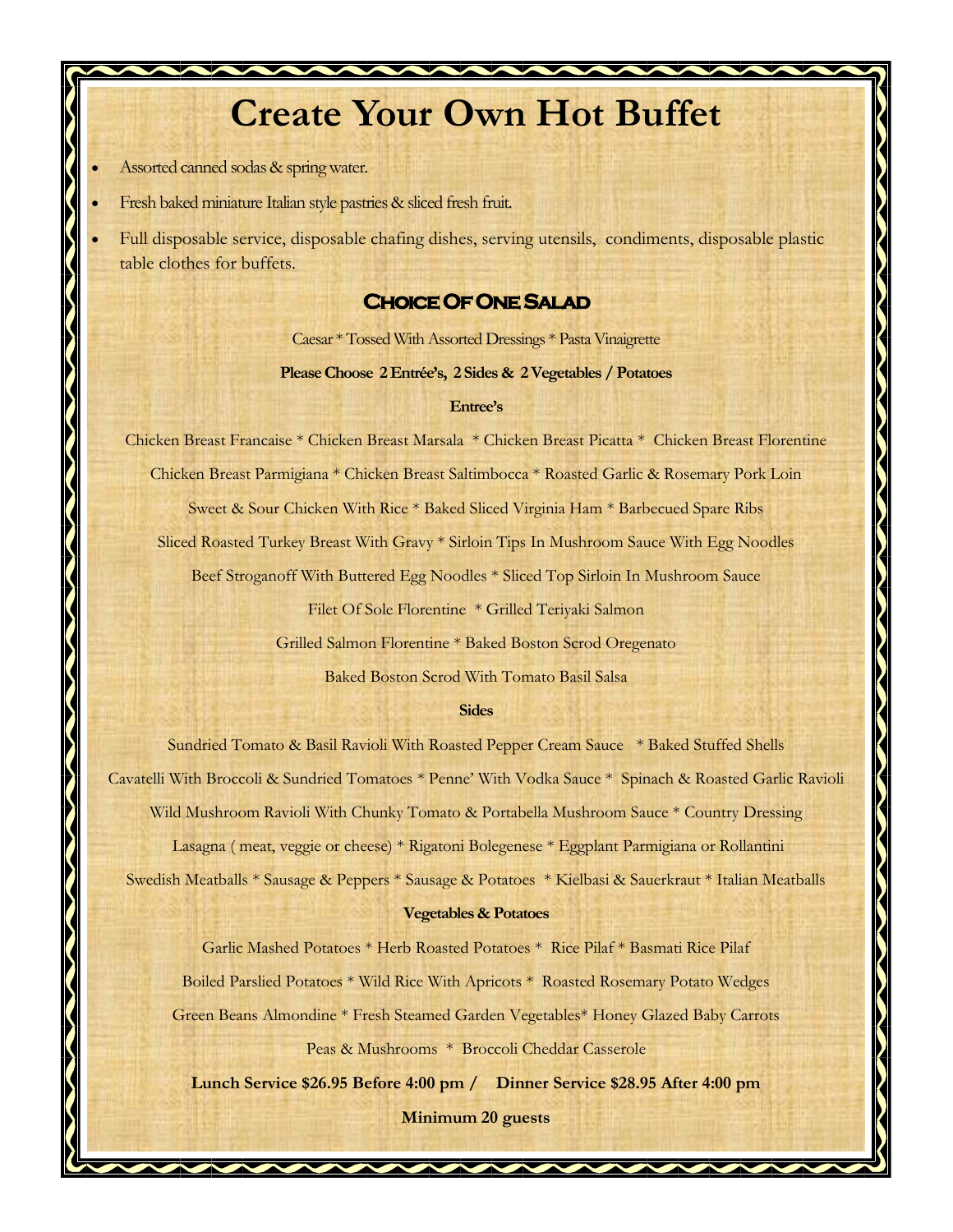# Create Your Own Hot Buffet

- Assorted canned sodas & spring water.
- Fresh baked miniature Italian style pastries & sliced fresh fruit.
- Full disposable service, disposable chafing dishes, serving utensils, condiments, disposable plastic table clothes for buffets.

## Choice Of One Salad

Caesar * Tossed With Assorted Dressings * Pasta Vinaigrette

**Please Choose 2 Entrée's, 2 Sides & 2 Vegetables / Potatoes**

**Entree's**

Chicken Breast Francaise * Chicken Breast Marsala * Chicken Breast Picatta * Chicken Breast Florentine

Chicken Breast Parmigiana * Chicken Breast Saltimbocca * Roasted Garlic & Rosemary Pork Loin

Sweet & Sour Chicken With Rice * Baked Sliced Virginia Ham * Barbecued Spare Ribs

Sliced Roasted Turkey Breast With Gravy * Sirloin Tips In Mushroom Sauce With Egg Noodles

Beef Stroganoff With Buttered Egg Noodles * Sliced Top Sirloin In Mushroom Sauce

Filet Of Sole Florentine * Grilled Teriyaki Salmon

Grilled Salmon Florentine * Baked Boston Scrod Oregenato

Baked Boston Scrod With Tomato Basil Salsa

**Sides**

Sundried Tomato & Basil Ravioli With Roasted Pepper Cream Sauce * Baked Stuffed Shells

Cavatelli With Broccoli & Sundried Tomatoes * Penne' With Vodka Sauce * Spinach & Roasted Garlic Ravioli

Wild Mushroom Ravioli With Chunky Tomato & Portabella Mushroom Sauce * Country Dressing

Lasagna ( meat, veggie or cheese) * Rigatoni Bolegenese * Eggplant Parmigiana or Rollantini

Swedish Meatballs * Sausage & Peppers * Sausage & Potatoes * Kielbasi & Sauerkraut * Italian Meatballs

**Vegetables & Potatoes**

Garlic Mashed Potatoes * Herb Roasted Potatoes * Rice Pilaf * Basmati Rice Pilaf

Boiled Parslied Potatoes * Wild Rice With Apricots * Roasted Rosemary Potato Wedges

Green Beans Almondine * Fresh Steamed Garden Vegetables* Honey Glazed Baby Carrots

Peas & Mushrooms * Broccoli Cheddar Casserole

**Lunch Service $26.95 Before 4:00 pm / Dinner Service $28.95 After 4:00 pm**

**Minimum 20 guests**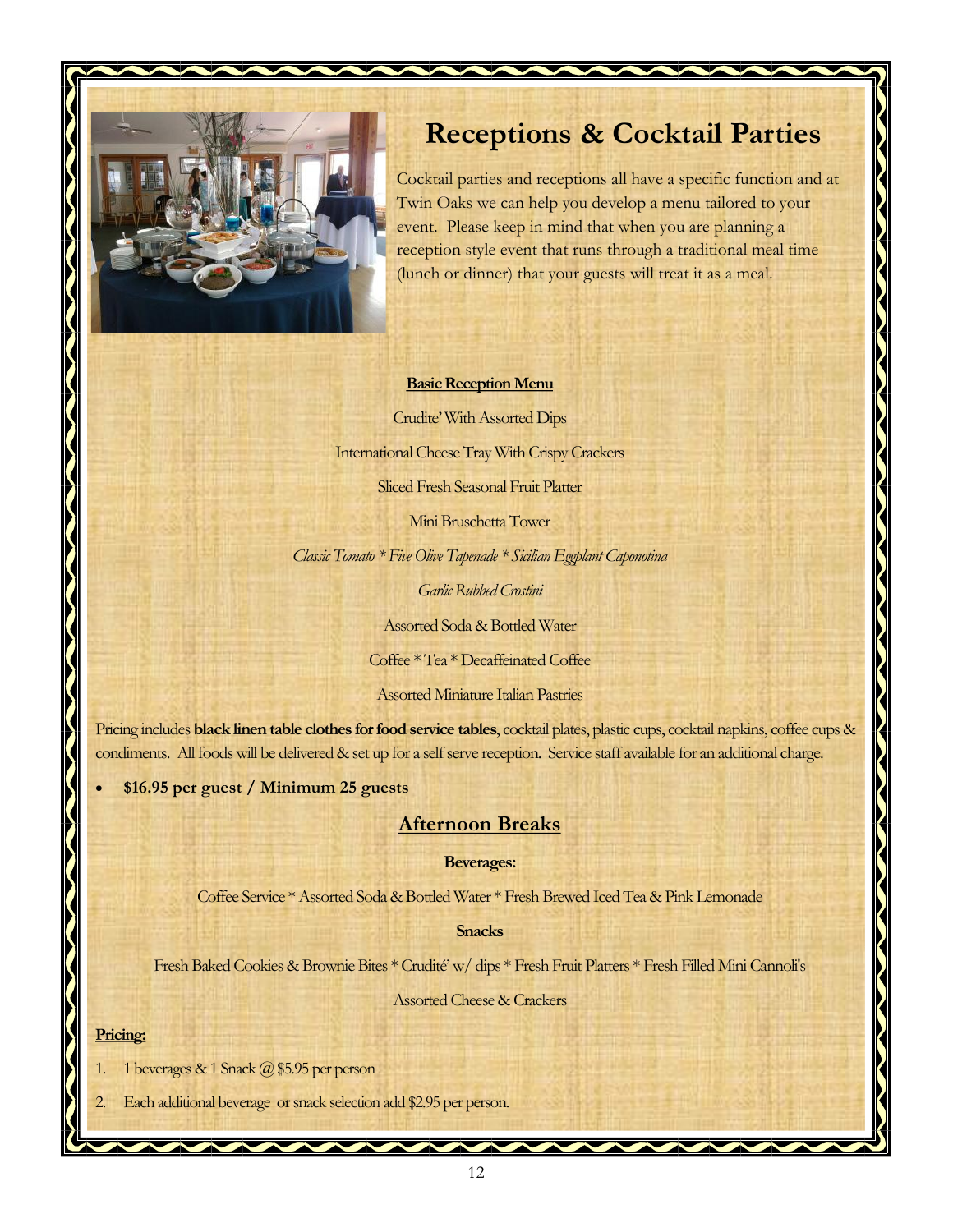# Receptions & Cocktail Parties

Cocktail parties and receptions all have a specific function and at Twin Oaks we can help you develop a menu tailored to your event. Please keep in mind that when you are planning a reception style event that runs through a traditional meal time (lunch or dinner) that your guests will treat it as a meal.

**Basic Reception Menu**

Crudite' With Assorted Dips

International Cheese Tray With Crispy Crackers

Sliced Fresh Seasonal Fruit Platter

Mini Bruschetta Tower

*Classic Tomato * Five Olive Tapenade * Sicilian Eggplant Caponotina*

*Garlic Rubbed Crostini*

Assorted Soda & Bottled Water

Coffee * Tea * Decaffeinated Coffee

Assorted Miniature Italian Pastries

Pricing includes **black linen table clothes for food service tables**, cocktail plates, plastic cups, cocktail napkins, coffee cups & condiments. All foods will be delivered & set up for a self serve reception. Service staff available for an additional charge.

- **$16.95 per guest / Minimum 25 guests**

## Afternoon Breaks

**Beverages:**

Coffee Service * Assorted Soda & Bottled Water * Fresh Brewed Iced Tea & Pink Lemonade

**Snacks**

Fresh Baked Cookies & Brownie Bites * Crudité' w/ dips * Fresh Fruit Platters * Fresh Filled Mini Cannoli's

Assorted Cheese & Crackers

**Pricing:**

1. 1 beverages & 1 Snack @ $5.95 per person
2. Each additional beverage or snack selection add $2.95 per person.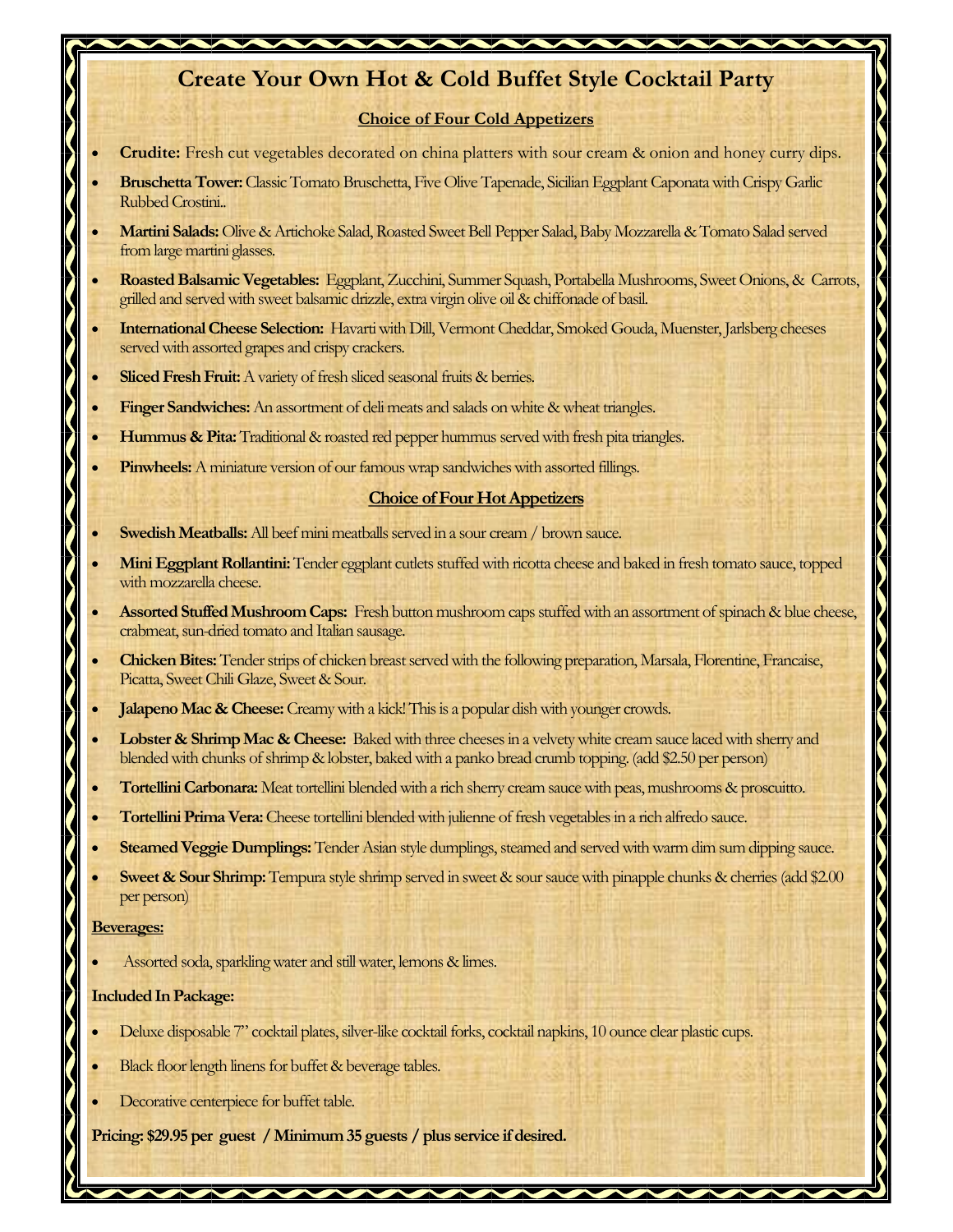# Create Your Own Hot & Cold Buffet Style Cocktail Party

## Choice of Four Cold Appetizers

- **Crudite:** Fresh cut vegetables decorated on china platters with sour cream & onion and honey curry dips.
- **Bruschetta Tower:** Classic Tomato Bruschetta, Five Olive Tapenade, Sicilian Eggplant Caponata with Crispy Garlic Rubbed Crostini..
- **Martini Salads:** Olive & Artichoke Salad, Roasted Sweet Bell Pepper Salad, Baby Mozzarella & Tomato Salad served from large martini glasses.
- **Roasted Balsamic Vegetables:** Eggplant, Zucchini, Summer Squash, Portabella Mushrooms, Sweet Onions, & Carrots, grilled and served with sweet balsamic drizzle, extra virgin olive oil & chiffonade of basil.
- **International Cheese Selection:** Havarti with Dill, Vermont Cheddar, Smoked Gouda, Muenster, Jarlsberg cheeses served with assorted grapes and crispy crackers.
- **Sliced Fresh Fruit:** A variety of fresh sliced seasonal fruits & berries.
- **Finger Sandwiches:** An assortment of deli meats and salads on white & wheat triangles.
- **Hummus & Pita:** Traditional & roasted red pepper hummus served with fresh pita triangles.
- **Pinwheels:** A miniature version of our famous wrap sandwiches with assorted fillings.

## Choice of Four Hot Appetizers

- **Swedish Meatballs:** All beef mini meatballs served in a sour cream / brown sauce.
- **Mini Eggplant Rollantini:** Tender eggplant cutlets stuffed with ricotta cheese and baked in fresh tomato sauce, topped with mozzarella cheese.
- **Assorted Stuffed Mushroom Caps:** Fresh button mushroom caps stuffed with an assortment of spinach & blue cheese, crabmeat, sun-dried tomato and Italian sausage.
- **Chicken Bites:** Tender strips of chicken breast served with the following preparation, Marsala, Florentine, Francaise, Picatta, Sweet Chili Glaze, Sweet & Sour.
- **Jalapeno Mac & Cheese:** Creamy with a kick! This is a popular dish with younger crowds.
- **Lobster & Shrimp Mac & Cheese:** Baked with three cheeses in a velvety white cream sauce laced with sherry and blended with chunks of shrimp & lobster, baked with a panko bread crumb topping. (add $2.50 per person)
- **Tortellini Carbonara:** Meat tortellini blended with a rich sherry cream sauce with peas, mushrooms & proscuitto.
- **Tortellini Prima Vera:** Cheese tortellini blended with julienne of fresh vegetables in a rich alfredo sauce.
- **Steamed Veggie Dumplings:** Tender Asian style dumplings, steamed and served with warm dim sum dipping sauce.
- **Sweet & Sour Shrimp:** Tempura style shrimp served in sweet & sour sauce with pinapple chunks & cherries (add $2.00 per person)

**Beverages:**

- Assorted soda, sparkling water and still water, lemons & limes.

**Included In Package:**

- Deluxe disposable 7" cocktail plates, silver-like cocktail forks, cocktail napkins, 10 ounce clear plastic cups.
- Black floor length linens for buffet & beverage tables.
- Decorative centerpiece for buffet table.

**Pricing: $29.95 per guest / Minimum 35 guests / plus service if desired.**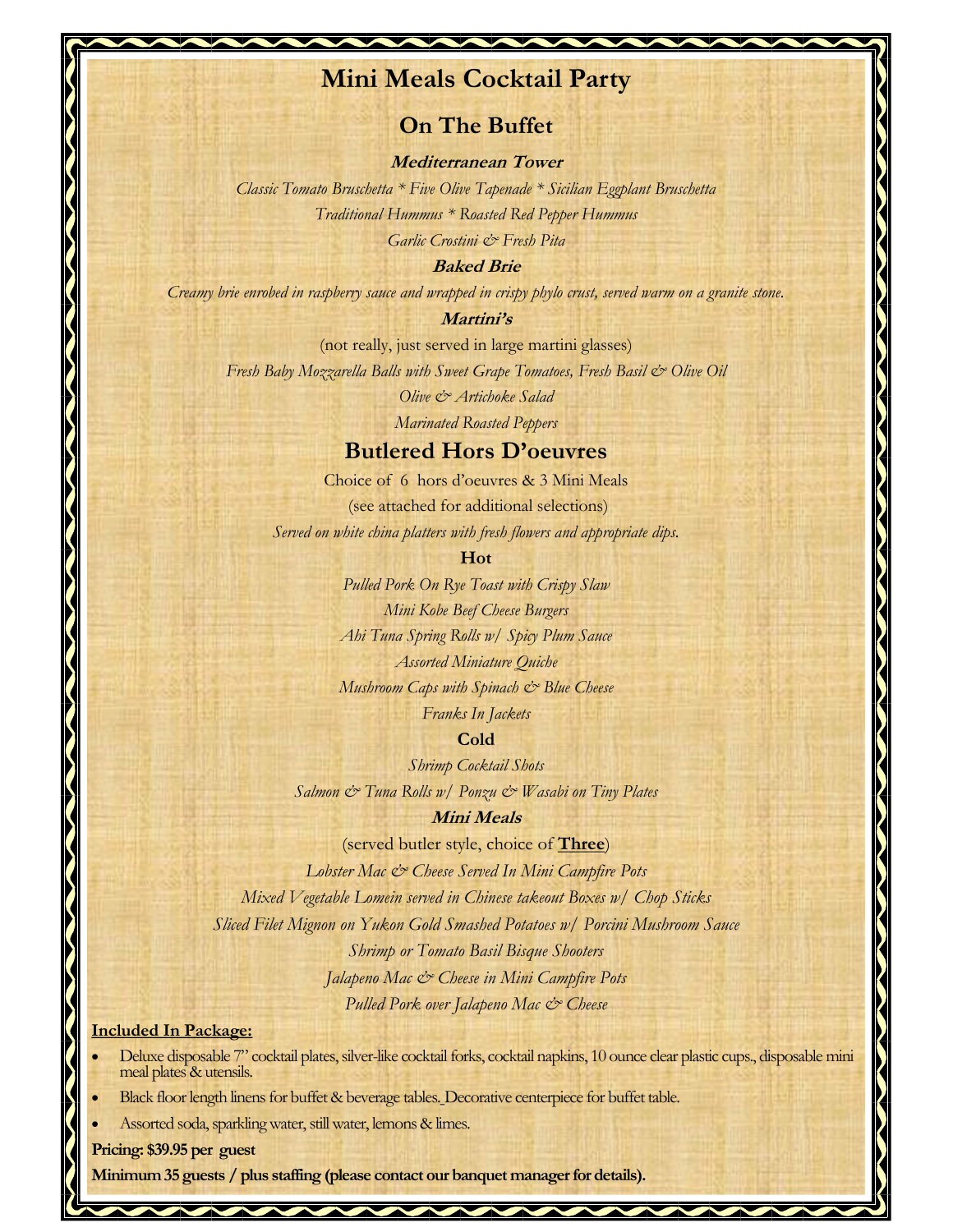# Mini Meals Cocktail Party

## On The Buffet

### ***Mediterranean Tower***

*Classic Tomato Bruschetta * Five Olive Tapenade * Sicilian Eggplant Bruschetta*

*Traditional Hummus * Roasted Red Pepper Hummus*

*Garlic Crostini & Fresh Pita*

### ***Baked Brie***

*Creamy brie enrobed in raspberry sauce and wrapped in crispy phylo crust, served warm on a granite stone.*

### ***Martini's***

(not really, just served in large martini glasses)

*Fresh Baby Mozzarella Balls with Sweet Grape Tomatoes, Fresh Basil & Olive Oil*

*Olive & Artichoke Salad*

*Marinated Roasted Peppers*

## Butlered Hors D'oeuvres

Choice of 6 hors d'oeuvres & 3 Mini Meals

(see attached for additional selections)

*Served on white china platters with fresh flowers and appropriate dips.*

### Hot

*Pulled Pork On Rye Toast with Crispy Slaw*

*Mini Kobe Beef Cheese Burgers*

*Ahi Tuna Spring Rolls w/ Spicy Plum Sauce*

*Assorted Miniature Quiche*

*Mushroom Caps with Spinach & Blue Cheese*

*Franks In Jackets*

### Cold

*Shrimp Cocktail Shots*

*Salmon & Tuna Rolls w/ Ponzu & Wasabi on Tiny Plates*

### ***Mini Meals***

(served butler style, choice of **Three**)

*Lobster Mac & Cheese Served In Mini Campfire Pots*

*Mixed Vegetable Lomein served in Chinese takeout Boxes w/ Chop Sticks*

*Sliced Filet Mignon on Yukon Gold Smashed Potatoes w/ Porcini Mushroom Sauce*

*Shrimp or Tomato Basil Bisque Shooters*

*Jalapeno Mac & Cheese in Mini Campfire Pots*

*Pulled Pork over Jalapeno Mac & Cheese*

**Included In Package:**

- Deluxe disposable 7" cocktail plates, silver-like cocktail forks, cocktail napkins, 10 ounce clear plastic cups., disposable mini meal plates & utensils.
- Black floor length linens for buffet & beverage tables. Decorative centerpiece for buffet table.
- Assorted soda, sparkling water, still water, lemons & limes.

**Pricing: $39.95 per guest**

**Minimum 35 guests / plus staffing (please contact our banquet manager for details).**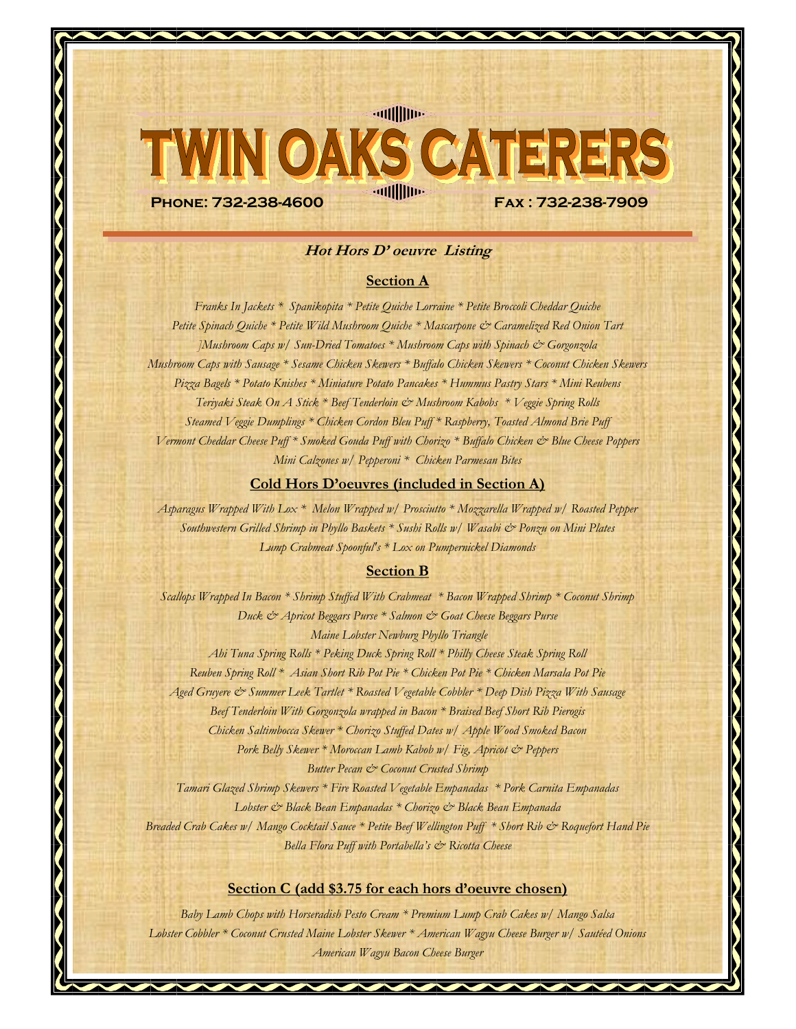# TWIN OAKS CATERERS

**Phone: 732-238-4600** **Fax : 732-238-7909**

## *Hot Hors D' oeuvre Listing*

### Section A

*Franks In Jackets * Spanikopita * Petite Quiche Lorraine * Petite Broccoli Cheddar Quiche*
*Petite Spinach Quiche * Petite Wild Mushroom Quiche * Mascarpone & Caramelized Red Onion Tart*
*]Mushroom Caps w/ Sun-Dried Tomatoes * Mushroom Caps with Spinach & Gorgonzola*
*Mushroom Caps with Sausage * Sesame Chicken Skewers * Buffalo Chicken Skewers * Coconut Chicken Skewers*
*Pizza Bagels * Potato Knishes * Miniature Potato Pancakes * Hummus Pastry Stars * Mini Reubens*
*Teriyaki Steak On A Stick * Beef Tenderloin & Mushroom Kabobs * Veggie Spring Rolls*
*Steamed Veggie Dumplings * Chicken Cordon Bleu Puff * Raspberry, Toasted Almond Brie Puff*
*Vermont Cheddar Cheese Puff * Smoked Gouda Puff with Chorizo * Buffalo Chicken & Blue Cheese Poppers*
*Mini Calzones w/ Pepperoni * Chicken Parmesan Bites*

### Cold Hors D'oeuvres (included in Section A)

*Asparagus Wrapped With Lox * Melon Wrapped w/ Prosciutto * Mozzarella Wrapped w/ Roasted Pepper*
*Southwestern Grilled Shrimp in Phyllo Baskets * Sushi Rolls w/ Wasabi & Ponzu on Mini Plates*
*Lump Crabmeat Spoonful's * Lox on Pumpernickel Diamonds*

### Section B

*Scallops Wrapped In Bacon * Shrimp Stuffed With Crabmeat * Bacon Wrapped Shrimp * Coconut Shrimp*
*Duck & Apricot Beggars Purse * Salmon & Goat Cheese Beggars Purse*
*Maine Lobster Newburg Phyllo Triangle*
*Ahi Tuna Spring Rolls * Peking Duck Spring Roll * Philly Cheese Steak Spring Roll*
*Reuben Spring Roll * Asian Short Rib Pot Pie * Chicken Pot Pie * Chicken Marsala Pot Pie*
*Aged Gruyere & Summer Leek Tartlet * Roasted Vegetable Cobbler * Deep Dish Pizza With Sausage*
*Beef Tenderloin With Gorgonzola wrapped in Bacon * Braised Beef Short Rib Pierogis*
*Chicken Saltimbocca Skewer * Chorizo Stuffed Dates w/ Apple Wood Smoked Bacon*
*Pork Belly Skewer * Moroccan Lamb Kabob w/ Fig, Apricot & Peppers*
*Butter Pecan & Coconut Crusted Shrimp*
*Tamari Glazed Shrimp Skewers * Fire Roasted Vegetable Empanadas * Pork Carnita Empanadas*
*Lobster & Black Bean Empanadas * Chorizo & Black Bean Empanada*
*Breaded Crab Cakes w/ Mango Cocktail Sauce * Petite Beef Wellington Puff * Short Rib & Roquefort Hand Pie*
*Bella Flora Puff with Portabella's & Ricotta Cheese*

### Section C (add $3.75 for each hors d'oeuvre chosen)

*Baby Lamb Chops with Horseradish Pesto Cream * Premium Lump Crab Cakes w/ Mango Salsa*
*Lobster Cobbler * Coconut Crusted Maine Lobster Skewer * American Wagyu Cheese Burger w/ Sautéed Onions*
*American Wagyu Bacon Cheese Burger*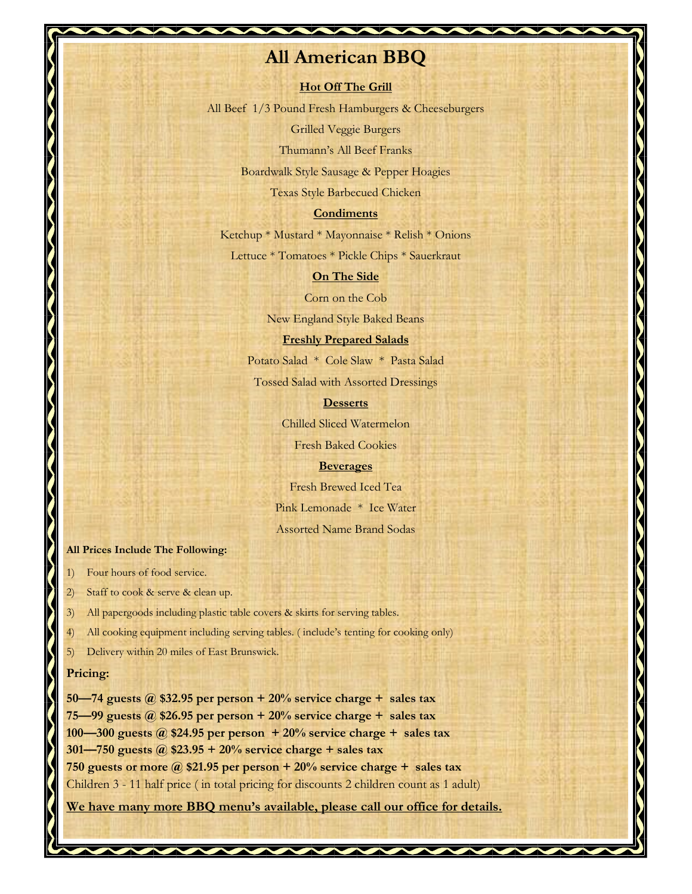# All American BBQ

**Hot Off The Grill**

All Beef 1/3 Pound Fresh Hamburgers & Cheeseburgers

Grilled Veggie Burgers

Thumann's All Beef Franks

Boardwalk Style Sausage & Pepper Hoagies

Texas Style Barbecued Chicken

**Condiments**

Ketchup * Mustard * Mayonnaise * Relish * Onions

Lettuce * Tomatoes * Pickle Chips * Sauerkraut

**On The Side**

Corn on the Cob

New England Style Baked Beans

**Freshly Prepared Salads**

Potato Salad * Cole Slaw * Pasta Salad

Tossed Salad with Assorted Dressings

**Desserts**

Chilled Sliced Watermelon

Fresh Baked Cookies

**Beverages**

Fresh Brewed Iced Tea

Pink Lemonade * Ice Water

Assorted Name Brand Sodas

**All Prices Include The Following:**

1) Four hours of food service.
2) Staff to cook & serve & clean up.
3) All papergoods including plastic table covers & skirts for serving tables.
4) All cooking equipment including serving tables. ( include's tenting for cooking only)
5) Delivery within 20 miles of East Brunswick.

**Pricing:**

**50—74 guests @ $32.95 per person + 20% service charge + sales tax**
**75—99 guests @ $26.95 per person + 20% service charge + sales tax**
**100—300 guests @ $24.95 per person + 20% service charge + sales tax**
**301—750 guests @ $23.95 + 20% service charge + sales tax**
**750 guests or more @ $21.95 per person + 20% service charge + sales tax**
Children 3 - 11 half price ( in total pricing for discounts 2 children count as 1 adult)

**We have many more BBQ menu's available, please call our office for details.**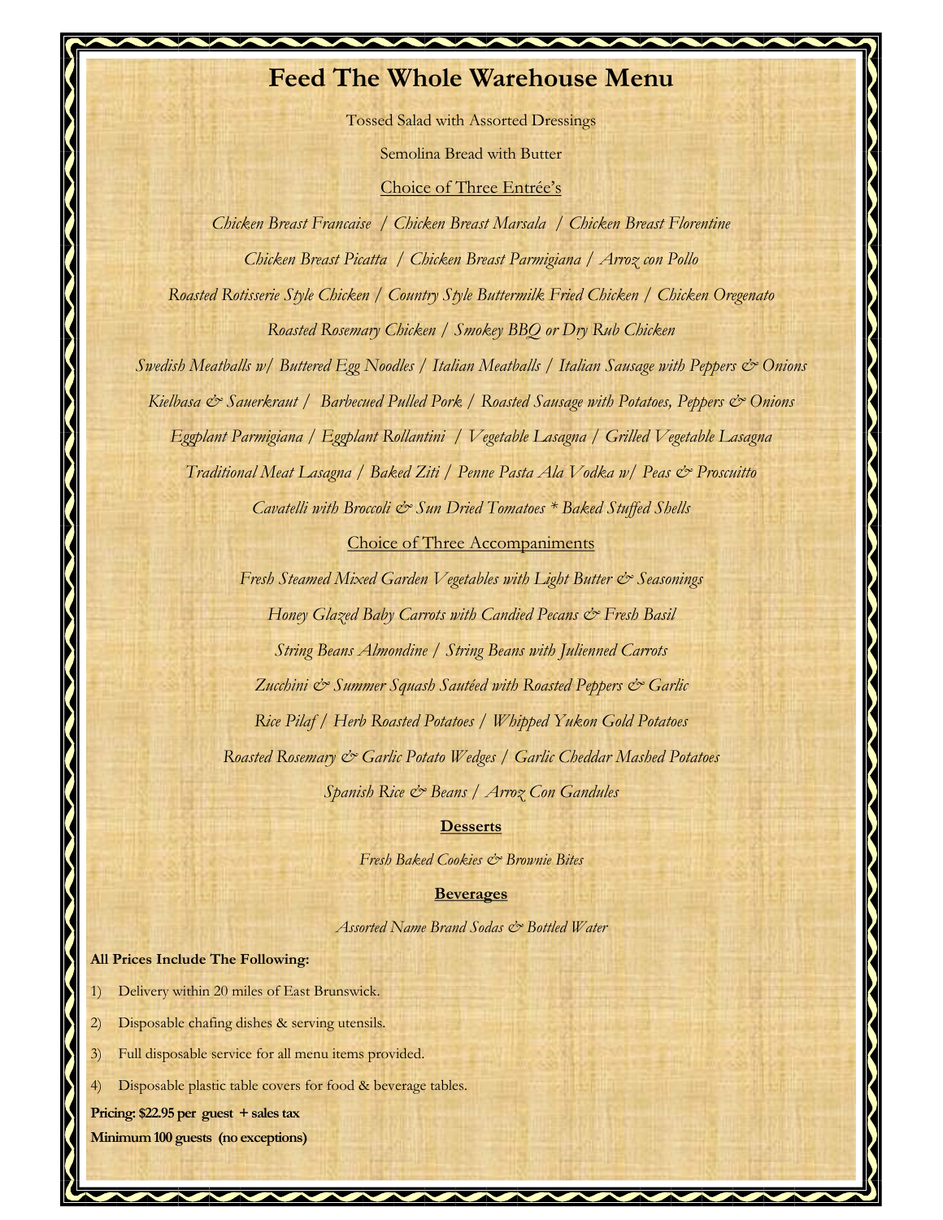# Feed The Whole Warehouse Menu

Tossed Salad with Assorted Dressings

Semolina Bread with Butter

Choice of Three Entrée's

*Chicken Breast Francaise / Chicken Breast Marsala / Chicken Breast Florentine*

*Chicken Breast Picatta / Chicken Breast Parmigiana / Arroz con Pollo*

*Roasted Rotisserie Style Chicken / Country Style Buttermilk Fried Chicken / Chicken Oregenato*

*Roasted Rosemary Chicken / Smokey BBQ or Dry Rub Chicken*

*Swedish Meatballs w/ Buttered Egg Noodles / Italian Meatballs / Italian Sausage with Peppers & Onions*

*Kielbasa & Sauerkraut / Barbecued Pulled Pork / Roasted Sausage with Potatoes, Peppers & Onions*

*Eggplant Parmigiana / Eggplant Rollantini / Vegetable Lasagna / Grilled Vegetable Lasagna*

*Traditional Meat Lasagna / Baked Ziti / Penne Pasta Ala Vodka w/ Peas & Proscuitto*

*Cavatelli with Broccoli & Sun Dried Tomatoes * Baked Stuffed Shells*

Choice of Three Accompaniments

*Fresh Steamed Mixed Garden Vegetables with Light Butter & Seasonings*

*Honey Glazed Baby Carrots with Candied Pecans & Fresh Basil*

*String Beans Almondine / String Beans with Julienned Carrots*

*Zucchini & Summer Squash Sautéed with Roasted Peppers & Garlic*

*Rice Pilaf / Herb Roasted Potatoes / Whipped Yukon Gold Potatoes*

*Roasted Rosemary & Garlic Potato Wedges / Garlic Cheddar Mashed Potatoes*

*Spanish Rice & Beans / Arroz Con Gandules*

**Desserts**

*Fresh Baked Cookies & Brownie Bites*

**Beverages**

*Assorted Name Brand Sodas & Bottled Water*

**All Prices Include The Following:**

1) Delivery within 20 miles of East Brunswick.
2) Disposable chafing dishes & serving utensils.
3) Full disposable service for all menu items provided.
4) Disposable plastic table covers for food & beverage tables.

**Pricing: $22.95 per guest + sales tax**

**Minimum 100 guests (no exceptions)**